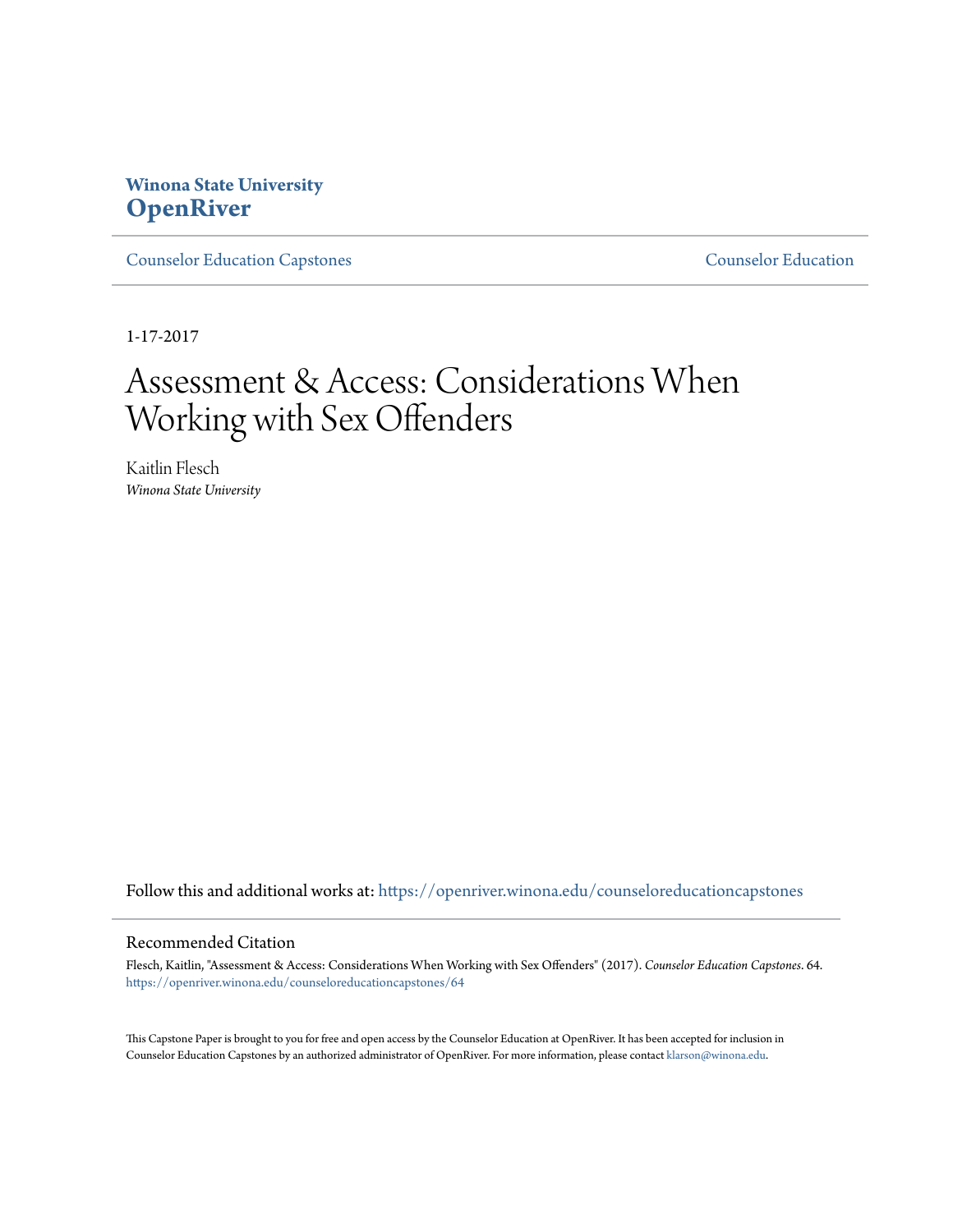**Winona State University**
**OpenRiver**

Counselor Education Capstones | Counselor Education

1-17-2017

# Assessment & Access: Considerations When Working with Sex Offenders

Kaitlin Flesch
*Winona State University*

Follow this and additional works at: https://openriver.winona.edu/counseloreducationcapstones

## Recommended Citation

Flesch, Kaitlin, "Assessment & Access: Considerations When Working with Sex Offenders" (2017). *Counselor Education Capstones*. 64.
https://openriver.winona.edu/counseloreducationcapstones/64

This Capstone Paper is brought to you for free and open access by the Counselor Education at OpenRiver. It has been accepted for inclusion in Counselor Education Capstones by an authorized administrator of OpenRiver. For more information, please contact klarson@winona.edu.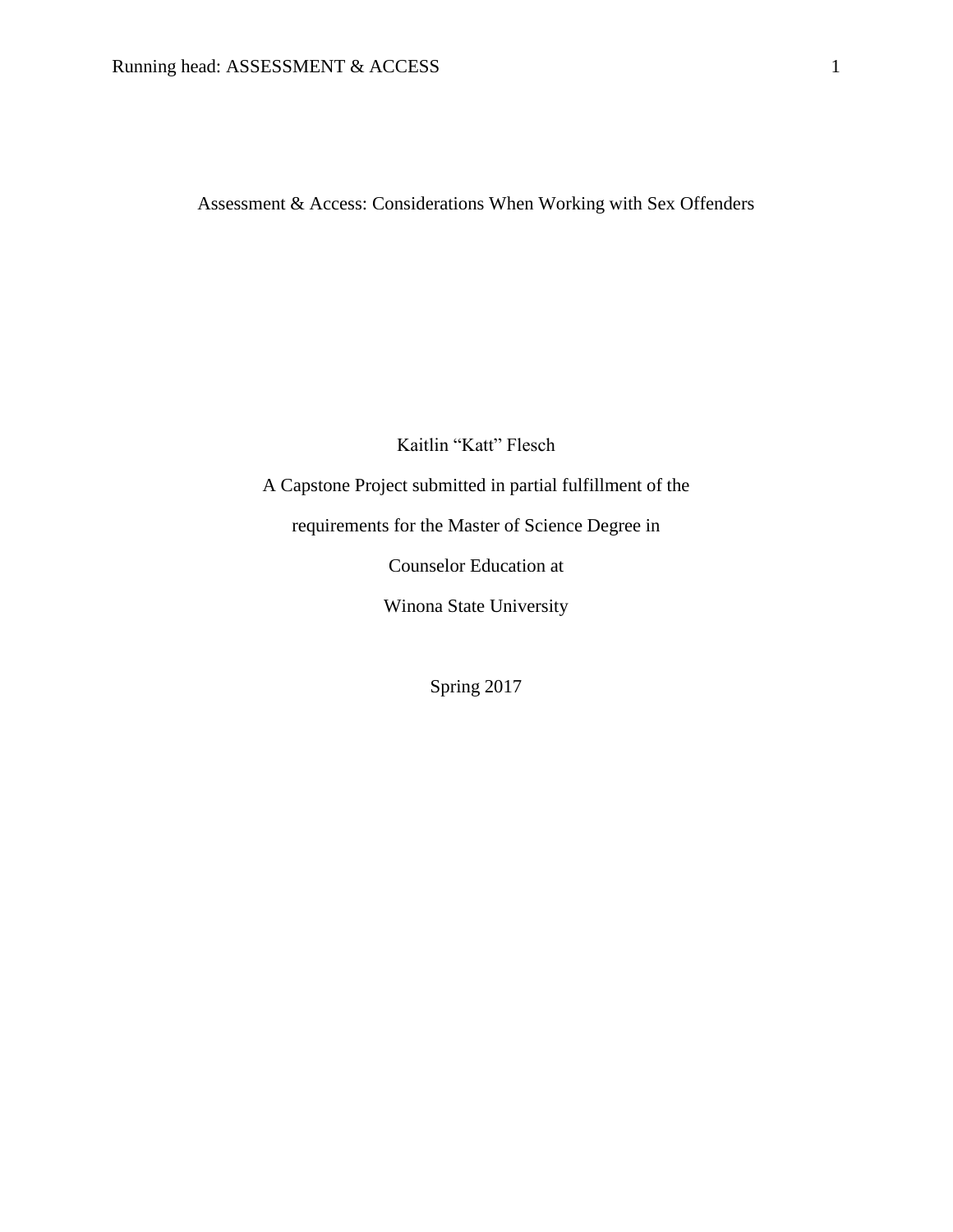# Assessment & Access: Considerations When Working with Sex Offenders

Kaitlin "Katt" Flesch

A Capstone Project submitted in partial fulfillment of the

requirements for the Master of Science Degree in

Counselor Education at

Winona State University

Spring 2017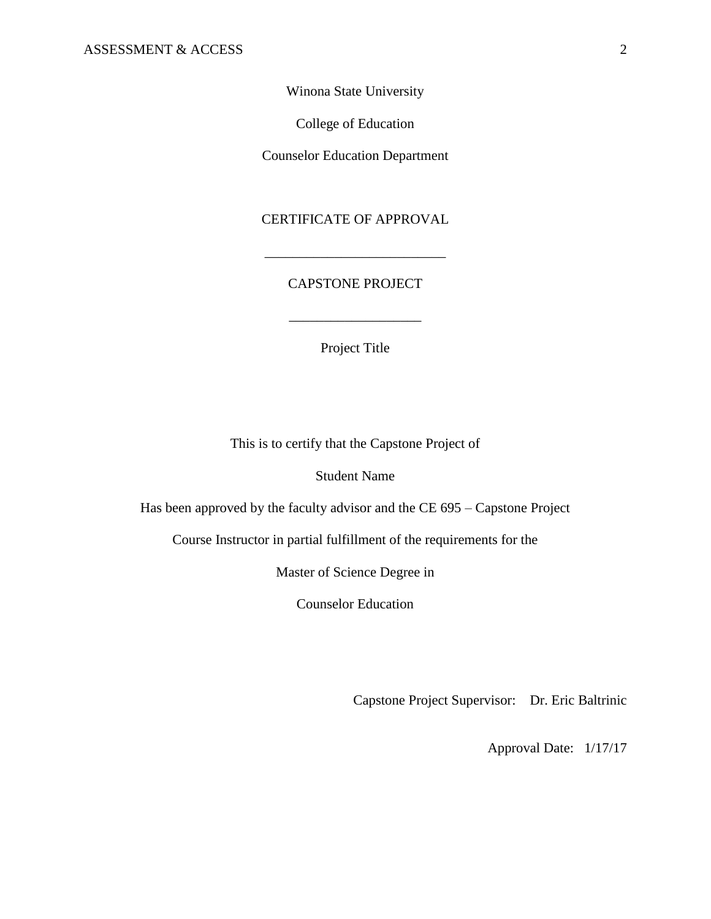Winona State University

College of Education

Counselor Education Department

CERTIFICATE OF APPROVAL

\_\_\_\_\_\_\_\_\_\_\_\_\_\_\_\_\_\_\_\_\_\_\_\_\_\_

CAPSTONE PROJECT

\_\_\_\_\_\_\_\_\_\_\_\_\_\_\_\_\_\_\_

Project Title

This is to certify that the Capstone Project of

Student Name

Has been approved by the faculty advisor and the CE 695 – Capstone Project

Course Instructor in partial fulfillment of the requirements for the

Master of Science Degree in

Counselor Education

Capstone Project Supervisor: Dr. Eric Baltrinic

Approval Date: 1/17/17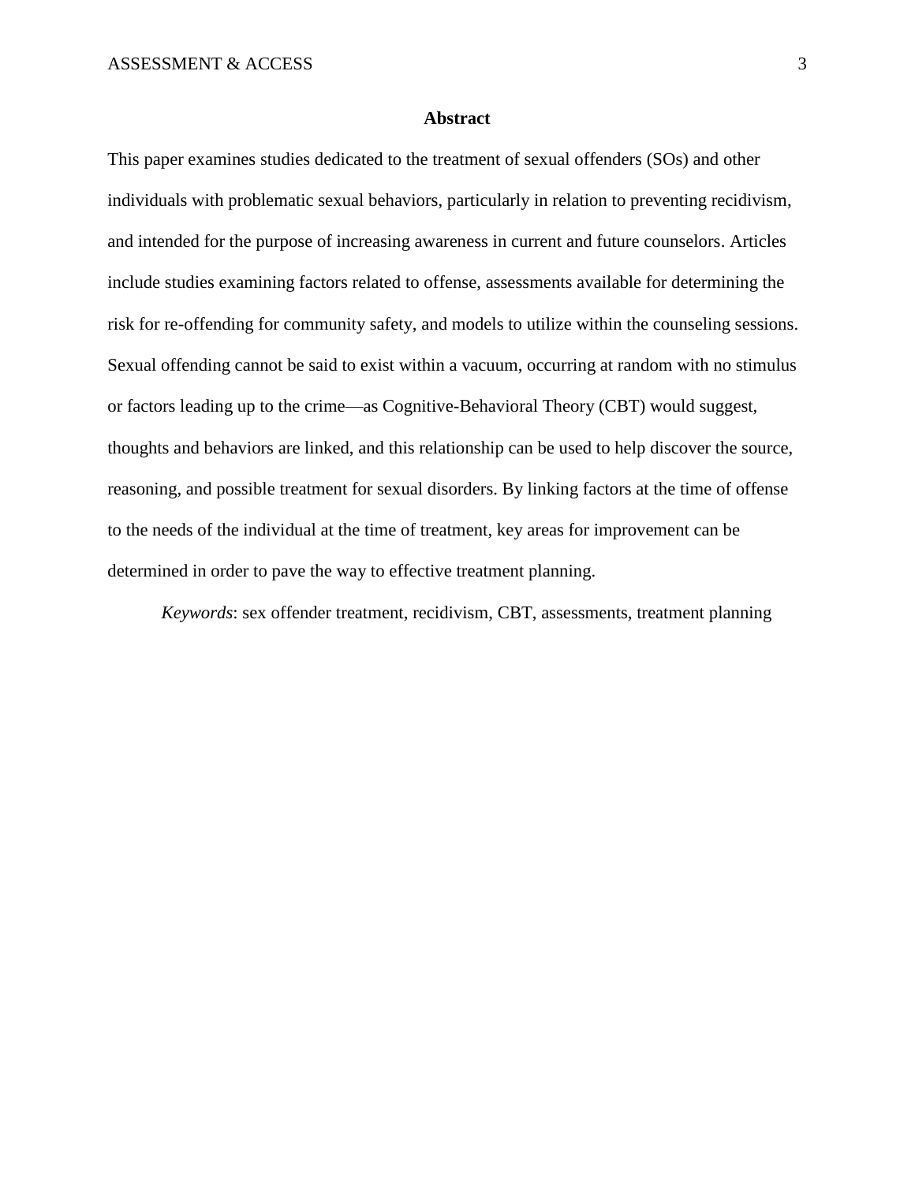# Abstract

This paper examines studies dedicated to the treatment of sexual offenders (SOs) and other individuals with problematic sexual behaviors, particularly in relation to preventing recidivism, and intended for the purpose of increasing awareness in current and future counselors. Articles include studies examining factors related to offense, assessments available for determining the risk for re-offending for community safety, and models to utilize within the counseling sessions. Sexual offending cannot be said to exist within a vacuum, occurring at random with no stimulus or factors leading up to the crime—as Cognitive-Behavioral Theory (CBT) would suggest, thoughts and behaviors are linked, and this relationship can be used to help discover the source, reasoning, and possible treatment for sexual disorders. By linking factors at the time of offense to the needs of the individual at the time of treatment, key areas for improvement can be determined in order to pave the way to effective treatment planning.

*Keywords*: sex offender treatment, recidivism, CBT, assessments, treatment planning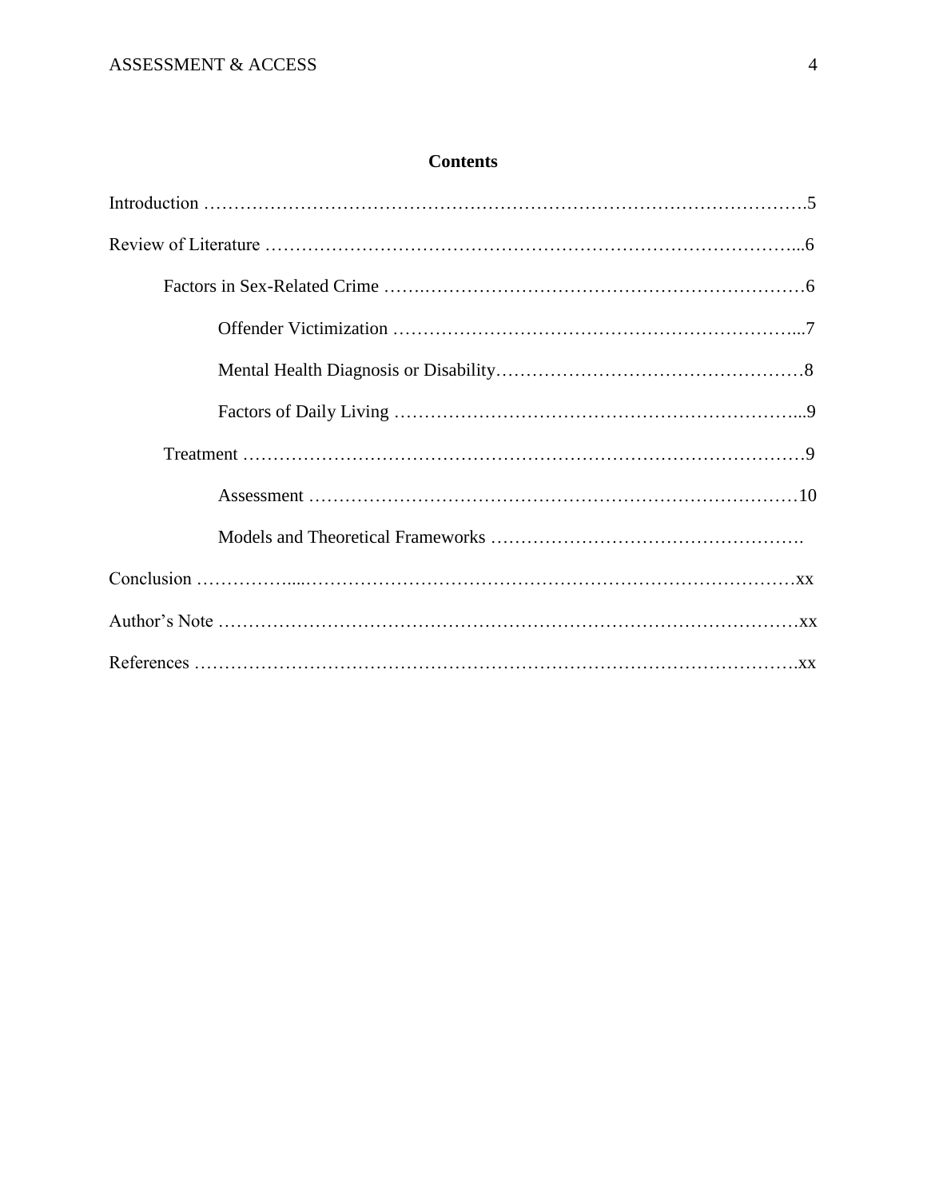**Contents**

Introduction ……………………………………………………………………………………….5

Review of Literature ……………………………………………………………………………...6

Factors in Sex-Related Crime …….………………………………………………………6

Offender Victimization …………………………………………………………...7

Mental Health Diagnosis or Disability……………………………………………8

Factors of Daily Living …………………………………………………………...9

Treatment …………………………………………………………………………………9

Assessment ………………………………………………………………………10

Models and Theoretical Frameworks …………………………………………….

Conclusion ……………....………………………………………………………………………xx

Author's Note ……………………………………………………………………………………xx

References ……………………………………………………………………………………….xx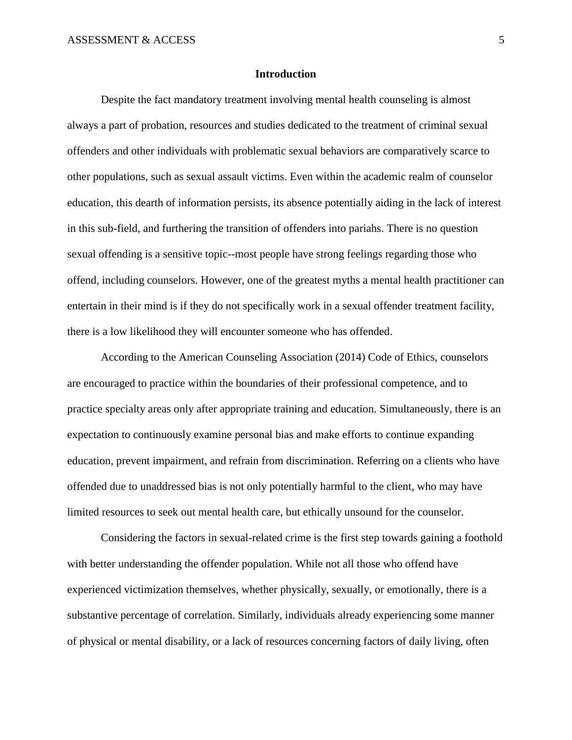## Introduction

Despite the fact mandatory treatment involving mental health counseling is almost always a part of probation, resources and studies dedicated to the treatment of criminal sexual offenders and other individuals with problematic sexual behaviors are comparatively scarce to other populations, such as sexual assault victims. Even within the academic realm of counselor education, this dearth of information persists, its absence potentially aiding in the lack of interest in this sub-field, and furthering the transition of offenders into pariahs. There is no question sexual offending is a sensitive topic--most people have strong feelings regarding those who offend, including counselors. However, one of the greatest myths a mental health practitioner can entertain in their mind is if they do not specifically work in a sexual offender treatment facility, there is a low likelihood they will encounter someone who has offended.

According to the American Counseling Association (2014) Code of Ethics, counselors are encouraged to practice within the boundaries of their professional competence, and to practice specialty areas only after appropriate training and education. Simultaneously, there is an expectation to continuously examine personal bias and make efforts to continue expanding education, prevent impairment, and refrain from discrimination. Referring on a clients who have offended due to unaddressed bias is not only potentially harmful to the client, who may have limited resources to seek out mental health care, but ethically unsound for the counselor.

Considering the factors in sexual-related crime is the first step towards gaining a foothold with better understanding the offender population. While not all those who offend have experienced victimization themselves, whether physically, sexually, or emotionally, there is a substantive percentage of correlation. Similarly, individuals already experiencing some manner of physical or mental disability, or a lack of resources concerning factors of daily living, often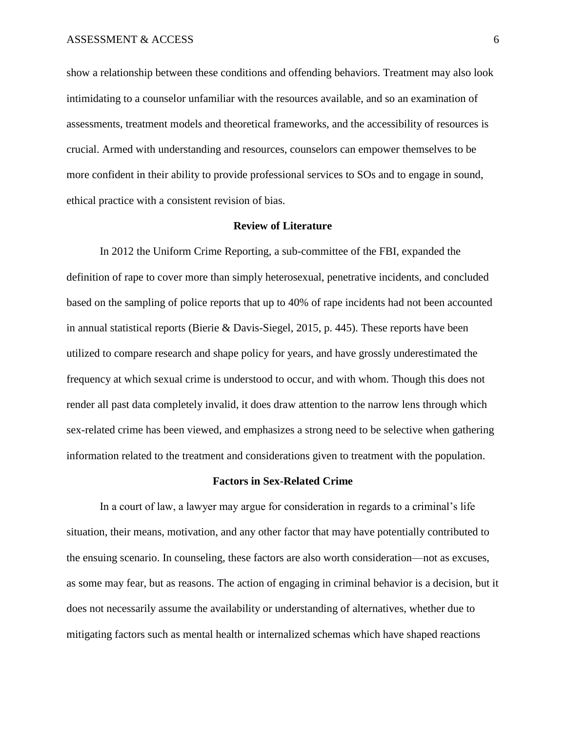show a relationship between these conditions and offending behaviors. Treatment may also look intimidating to a counselor unfamiliar with the resources available, and so an examination of assessments, treatment models and theoretical frameworks, and the accessibility of resources is crucial. Armed with understanding and resources, counselors can empower themselves to be more confident in their ability to provide professional services to SOs and to engage in sound, ethical practice with a consistent revision of bias.

## Review of Literature

In 2012 the Uniform Crime Reporting, a sub-committee of the FBI, expanded the definition of rape to cover more than simply heterosexual, penetrative incidents, and concluded based on the sampling of police reports that up to 40% of rape incidents had not been accounted in annual statistical reports (Bierie & Davis-Siegel, 2015, p. 445). These reports have been utilized to compare research and shape policy for years, and have grossly underestimated the frequency at which sexual crime is understood to occur, and with whom. Though this does not render all past data completely invalid, it does draw attention to the narrow lens through which sex-related crime has been viewed, and emphasizes a strong need to be selective when gathering information related to the treatment and considerations given to treatment with the population.

## Factors in Sex-Related Crime

In a court of law, a lawyer may argue for consideration in regards to a criminal's life situation, their means, motivation, and any other factor that may have potentially contributed to the ensuing scenario. In counseling, these factors are also worth consideration—not as excuses, as some may fear, but as reasons. The action of engaging in criminal behavior is a decision, but it does not necessarily assume the availability or understanding of alternatives, whether due to mitigating factors such as mental health or internalized schemas which have shaped reactions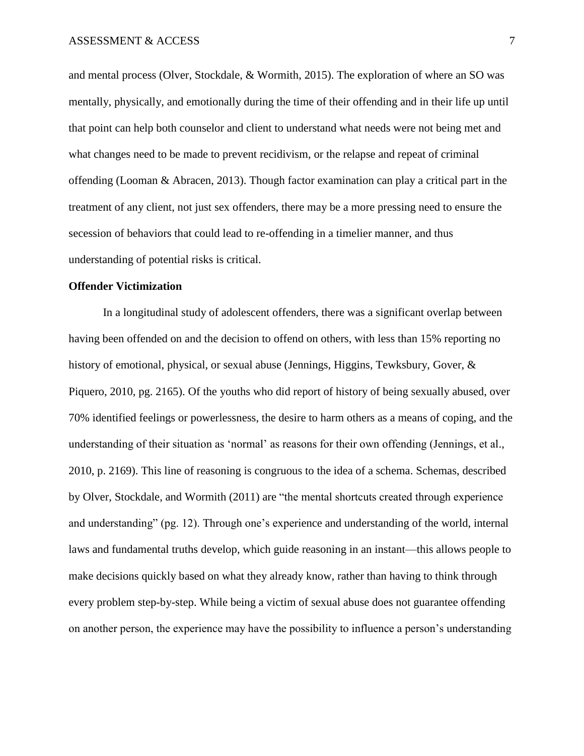and mental process (Olver, Stockdale, & Wormith, 2015). The exploration of where an SO was mentally, physically, and emotionally during the time of their offending and in their life up until that point can help both counselor and client to understand what needs were not being met and what changes need to be made to prevent recidivism, or the relapse and repeat of criminal offending (Looman & Abracen, 2013). Though factor examination can play a critical part in the treatment of any client, not just sex offenders, there may be a more pressing need to ensure the secession of behaviors that could lead to re-offending in a timelier manner, and thus understanding of potential risks is critical.

**Offender Victimization**

In a longitudinal study of adolescent offenders, there was a significant overlap between having been offended on and the decision to offend on others, with less than 15% reporting no history of emotional, physical, or sexual abuse (Jennings, Higgins, Tewksbury, Gover, & Piquero, 2010, pg. 2165). Of the youths who did report of history of being sexually abused, over 70% identified feelings or powerlessness, the desire to harm others as a means of coping, and the understanding of their situation as 'normal' as reasons for their own offending (Jennings, et al., 2010, p. 2169). This line of reasoning is congruous to the idea of a schema. Schemas, described by Olver, Stockdale, and Wormith (2011) are "the mental shortcuts created through experience and understanding" (pg. 12). Through one's experience and understanding of the world, internal laws and fundamental truths develop, which guide reasoning in an instant—this allows people to make decisions quickly based on what they already know, rather than having to think through every problem step-by-step. While being a victim of sexual abuse does not guarantee offending on another person, the experience may have the possibility to influence a person's understanding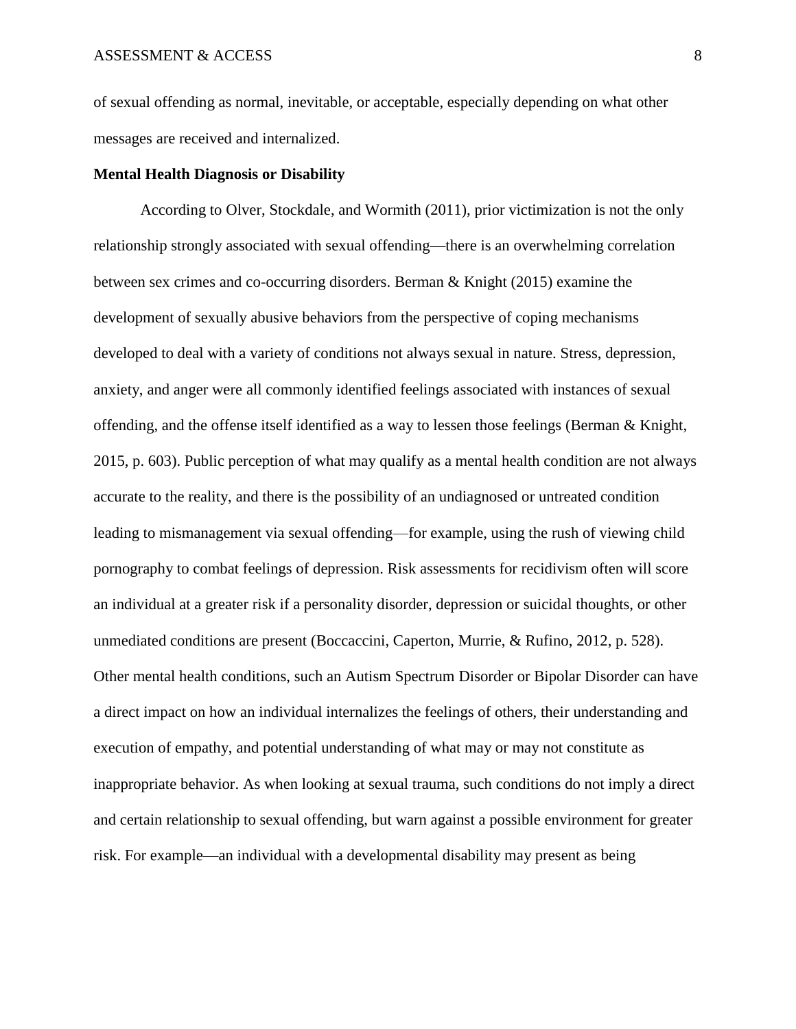of sexual offending as normal, inevitable, or acceptable, especially depending on what other messages are received and internalized.

**Mental Health Diagnosis or Disability**

According to Olver, Stockdale, and Wormith (2011), prior victimization is not the only relationship strongly associated with sexual offending—there is an overwhelming correlation between sex crimes and co-occurring disorders. Berman & Knight (2015) examine the development of sexually abusive behaviors from the perspective of coping mechanisms developed to deal with a variety of conditions not always sexual in nature. Stress, depression, anxiety, and anger were all commonly identified feelings associated with instances of sexual offending, and the offense itself identified as a way to lessen those feelings (Berman & Knight, 2015, p. 603). Public perception of what may qualify as a mental health condition are not always accurate to the reality, and there is the possibility of an undiagnosed or untreated condition leading to mismanagement via sexual offending—for example, using the rush of viewing child pornography to combat feelings of depression. Risk assessments for recidivism often will score an individual at a greater risk if a personality disorder, depression or suicidal thoughts, or other unmediated conditions are present (Boccaccini, Caperton, Murrie, & Rufino, 2012, p. 528). Other mental health conditions, such an Autism Spectrum Disorder or Bipolar Disorder can have a direct impact on how an individual internalizes the feelings of others, their understanding and execution of empathy, and potential understanding of what may or may not constitute as inappropriate behavior. As when looking at sexual trauma, such conditions do not imply a direct and certain relationship to sexual offending, but warn against a possible environment for greater risk. For example—an individual with a developmental disability may present as being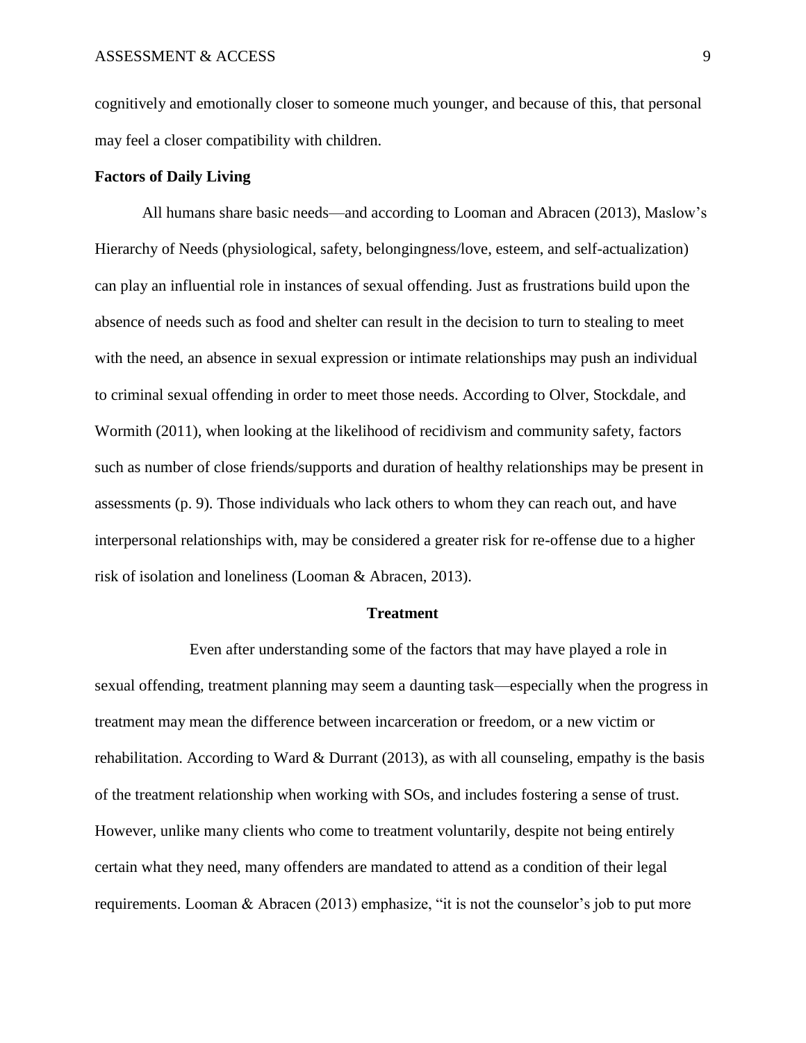cognitively and emotionally closer to someone much younger, and because of this, that personal may feel a closer compatibility with children.

**Factors of Daily Living**

All humans share basic needs—and according to Looman and Abracen (2013), Maslow's Hierarchy of Needs (physiological, safety, belongingness/love, esteem, and self-actualization) can play an influential role in instances of sexual offending. Just as frustrations build upon the absence of needs such as food and shelter can result in the decision to turn to stealing to meet with the need, an absence in sexual expression or intimate relationships may push an individual to criminal sexual offending in order to meet those needs. According to Olver, Stockdale, and Wormith (2011), when looking at the likelihood of recidivism and community safety, factors such as number of close friends/supports and duration of healthy relationships may be present in assessments (p. 9). Those individuals who lack others to whom they can reach out, and have interpersonal relationships with, may be considered a greater risk for re-offense due to a higher risk of isolation and loneliness (Looman & Abracen, 2013).

## Treatment

Even after understanding some of the factors that may have played a role in sexual offending, treatment planning may seem a daunting task—especially when the progress in treatment may mean the difference between incarceration or freedom, or a new victim or rehabilitation. According to Ward & Durrant (2013), as with all counseling, empathy is the basis of the treatment relationship when working with SOs, and includes fostering a sense of trust. However, unlike many clients who come to treatment voluntarily, despite not being entirely certain what they need, many offenders are mandated to attend as a condition of their legal requirements. Looman & Abracen (2013) emphasize, "it is not the counselor's job to put more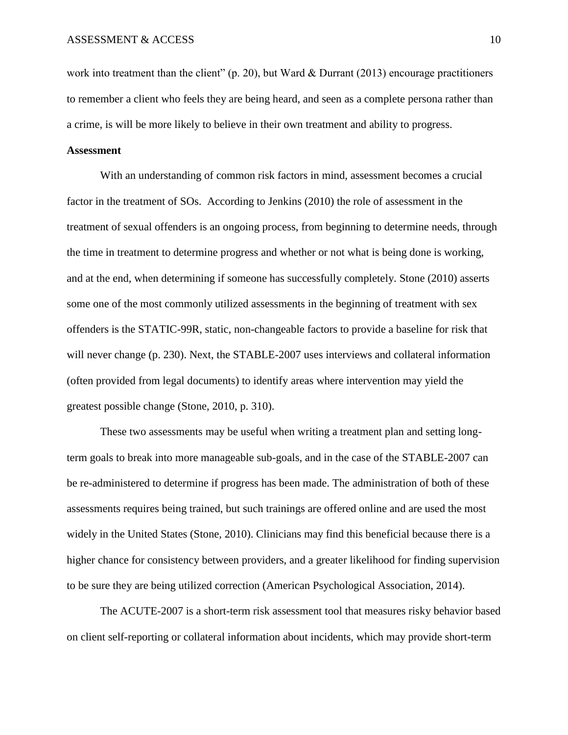work into treatment than the client" (p. 20), but Ward & Durrant (2013) encourage practitioners to remember a client who feels they are being heard, and seen as a complete persona rather than a crime, is will be more likely to believe in their own treatment and ability to progress.

**Assessment**

With an understanding of common risk factors in mind, assessment becomes a crucial factor in the treatment of SOs. According to Jenkins (2010) the role of assessment in the treatment of sexual offenders is an ongoing process, from beginning to determine needs, through the time in treatment to determine progress and whether or not what is being done is working, and at the end, when determining if someone has successfully completely. Stone (2010) asserts some one of the most commonly utilized assessments in the beginning of treatment with sex offenders is the STATIC-99R, static, non-changeable factors to provide a baseline for risk that will never change (p. 230). Next, the STABLE-2007 uses interviews and collateral information (often provided from legal documents) to identify areas where intervention may yield the greatest possible change (Stone, 2010, p. 310).

These two assessments may be useful when writing a treatment plan and setting long-term goals to break into more manageable sub-goals, and in the case of the STABLE-2007 can be re-administered to determine if progress has been made. The administration of both of these assessments requires being trained, but such trainings are offered online and are used the most widely in the United States (Stone, 2010). Clinicians may find this beneficial because there is a higher chance for consistency between providers, and a greater likelihood for finding supervision to be sure they are being utilized correction (American Psychological Association, 2014).

The ACUTE-2007 is a short-term risk assessment tool that measures risky behavior based on client self-reporting or collateral information about incidents, which may provide short-term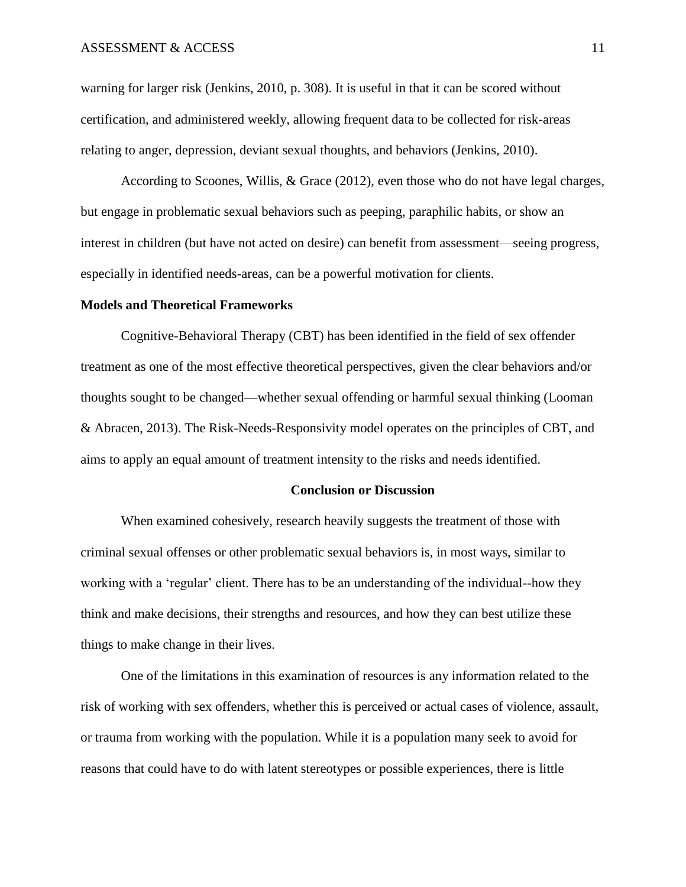warning for larger risk (Jenkins, 2010, p. 308). It is useful in that it can be scored without certification, and administered weekly, allowing frequent data to be collected for risk-areas relating to anger, depression, deviant sexual thoughts, and behaviors (Jenkins, 2010).

According to Scoones, Willis, & Grace (2012), even those who do not have legal charges, but engage in problematic sexual behaviors such as peeping, paraphilic habits, or show an interest in children (but have not acted on desire) can benefit from assessment—seeing progress, especially in identified needs-areas, can be a powerful motivation for clients.

### Models and Theoretical Frameworks

Cognitive-Behavioral Therapy (CBT) has been identified in the field of sex offender treatment as one of the most effective theoretical perspectives, given the clear behaviors and/or thoughts sought to be changed—whether sexual offending or harmful sexual thinking (Looman & Abracen, 2013). The Risk-Needs-Responsivity model operates on the principles of CBT, and aims to apply an equal amount of treatment intensity to the risks and needs identified.

## Conclusion or Discussion

When examined cohesively, research heavily suggests the treatment of those with criminal sexual offenses or other problematic sexual behaviors is, in most ways, similar to working with a 'regular' client. There has to be an understanding of the individual--how they think and make decisions, their strengths and resources, and how they can best utilize these things to make change in their lives.

One of the limitations in this examination of resources is any information related to the risk of working with sex offenders, whether this is perceived or actual cases of violence, assault, or trauma from working with the population. While it is a population many seek to avoid for reasons that could have to do with latent stereotypes or possible experiences, there is little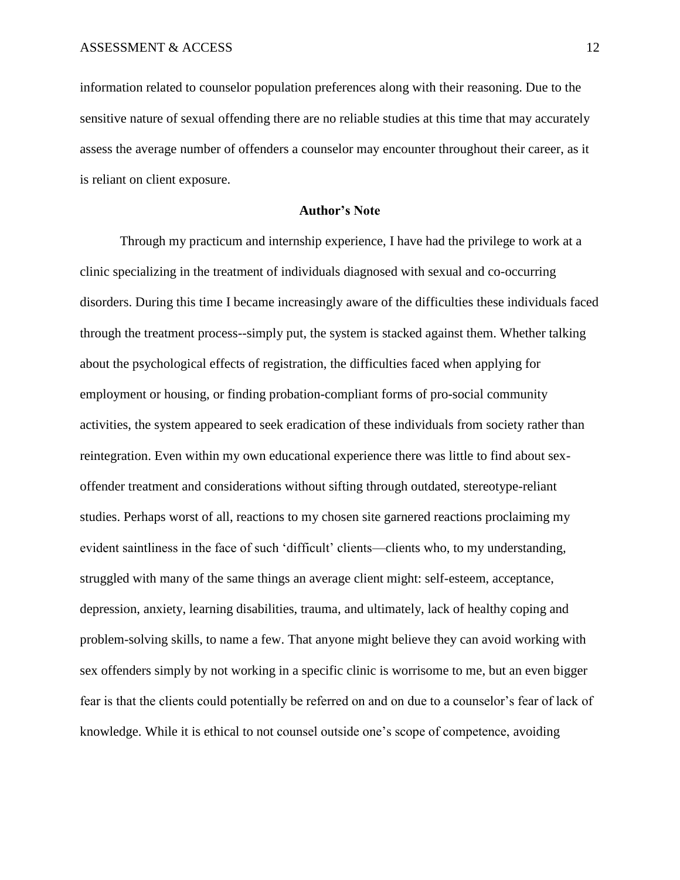information related to counselor population preferences along with their reasoning. Due to the sensitive nature of sexual offending there are no reliable studies at this time that may accurately assess the average number of offenders a counselor may encounter throughout their career, as it is reliant on client exposure.

## Author's Note

Through my practicum and internship experience, I have had the privilege to work at a clinic specializing in the treatment of individuals diagnosed with sexual and co-occurring disorders. During this time I became increasingly aware of the difficulties these individuals faced through the treatment process--simply put, the system is stacked against them. Whether talking about the psychological effects of registration, the difficulties faced when applying for employment or housing, or finding probation-compliant forms of pro-social community activities, the system appeared to seek eradication of these individuals from society rather than reintegration. Even within my own educational experience there was little to find about sex-offender treatment and considerations without sifting through outdated, stereotype-reliant studies. Perhaps worst of all, reactions to my chosen site garnered reactions proclaiming my evident saintliness in the face of such 'difficult' clients—clients who, to my understanding, struggled with many of the same things an average client might: self-esteem, acceptance, depression, anxiety, learning disabilities, trauma, and ultimately, lack of healthy coping and problem-solving skills, to name a few. That anyone might believe they can avoid working with sex offenders simply by not working in a specific clinic is worrisome to me, but an even bigger fear is that the clients could potentially be referred on and on due to a counselor's fear of lack of knowledge. While it is ethical to not counsel outside one's scope of competence, avoiding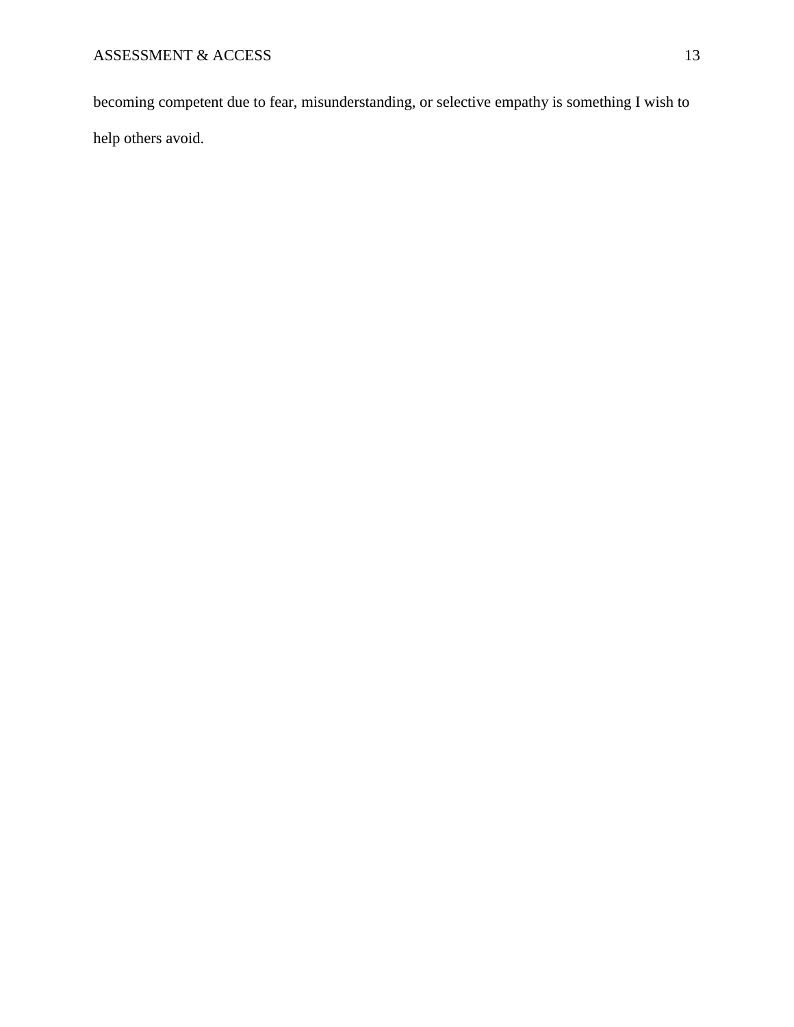becoming competent due to fear, misunderstanding, or selective empathy is something I wish to help others avoid.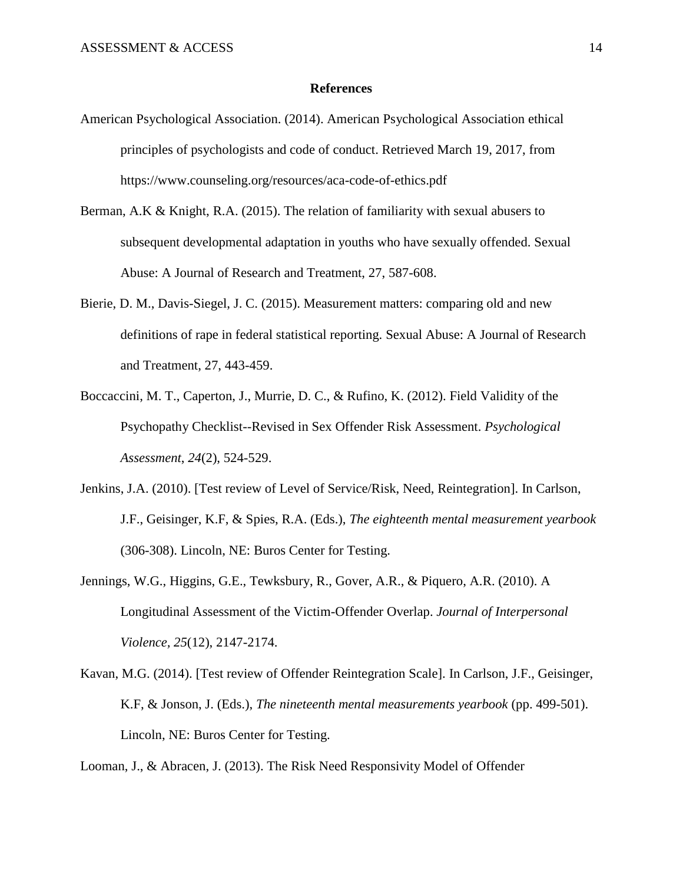## References

American Psychological Association. (2014). American Psychological Association ethical principles of psychologists and code of conduct. Retrieved March 19, 2017, from https://www.counseling.org/resources/aca-code-of-ethics.pdf

Berman, A.K & Knight, R.A. (2015). The relation of familiarity with sexual abusers to subsequent developmental adaptation in youths who have sexually offended. Sexual Abuse: A Journal of Research and Treatment, 27, 587-608.

Bierie, D. M., Davis-Siegel, J. C. (2015). Measurement matters: comparing old and new definitions of rape in federal statistical reporting. Sexual Abuse: A Journal of Research and Treatment, 27, 443-459.

Boccaccini, M. T., Caperton, J., Murrie, D. C., & Rufino, K. (2012). Field Validity of the Psychopathy Checklist--Revised in Sex Offender Risk Assessment. *Psychological Assessment*, *24*(2), 524-529.

Jenkins, J.A. (2010). [Test review of Level of Service/Risk, Need, Reintegration]. In Carlson, J.F., Geisinger, K.F, & Spies, R.A. (Eds.), *The eighteenth mental measurement yearbook* (306-308). Lincoln, NE: Buros Center for Testing.

Jennings, W.G., Higgins, G.E., Tewksbury, R., Gover, A.R., & Piquero, A.R. (2010). A Longitudinal Assessment of the Victim-Offender Overlap. *Journal of Interpersonal Violence, 25*(12), 2147-2174.

Kavan, M.G. (2014). [Test review of Offender Reintegration Scale]. In Carlson, J.F., Geisinger, K.F, & Jonson, J. (Eds.), *The nineteenth mental measurements yearbook* (pp. 499-501). Lincoln, NE: Buros Center for Testing.

Looman, J., & Abracen, J. (2013). The Risk Need Responsivity Model of Offender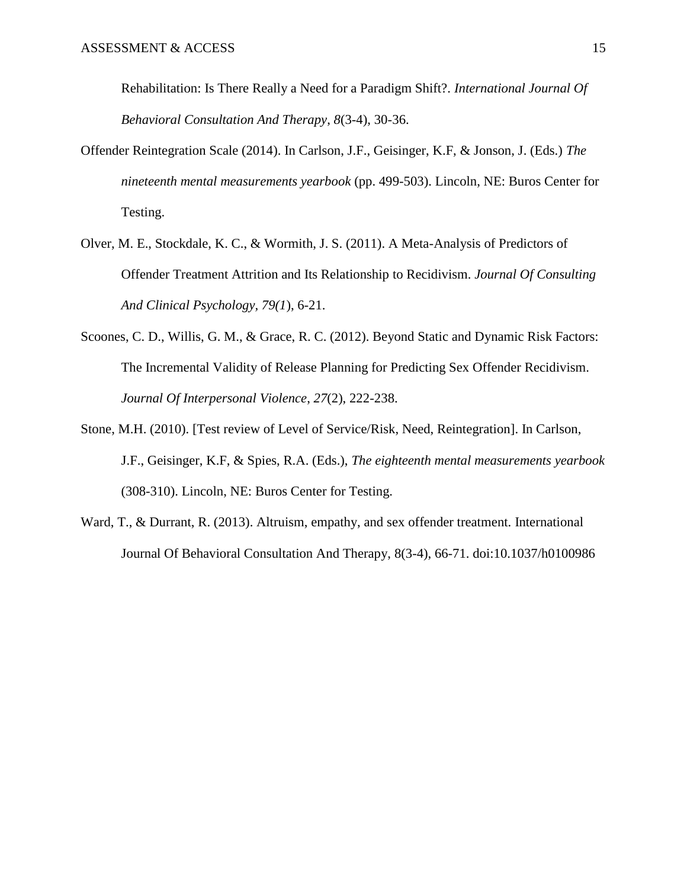Rehabilitation: Is There Really a Need for a Paradigm Shift?. *International Journal Of Behavioral Consultation And Therapy*, *8*(3-4), 30-36.

Offender Reintegration Scale (2014). In Carlson, J.F., Geisinger, K.F, & Jonson, J. (Eds.) *The nineteenth mental measurements yearbook* (pp. 499-503). Lincoln, NE: Buros Center for Testing.

Olver, M. E., Stockdale, K. C., & Wormith, J. S. (2011). A Meta-Analysis of Predictors of Offender Treatment Attrition and Its Relationship to Recidivism. *Journal Of Consulting And Clinical Psychology*, *79(1*), 6-21.

Scoones, C. D., Willis, G. M., & Grace, R. C. (2012). Beyond Static and Dynamic Risk Factors: The Incremental Validity of Release Planning for Predicting Sex Offender Recidivism. *Journal Of Interpersonal Violence*, *27*(2), 222-238.

Stone, M.H. (2010). [Test review of Level of Service/Risk, Need, Reintegration]. In Carlson, J.F., Geisinger, K.F, & Spies, R.A. (Eds.), *The eighteenth mental measurements yearbook* (308-310). Lincoln, NE: Buros Center for Testing.

Ward, T., & Durrant, R. (2013). Altruism, empathy, and sex offender treatment. International Journal Of Behavioral Consultation And Therapy, 8(3-4), 66-71. doi:10.1037/h0100986